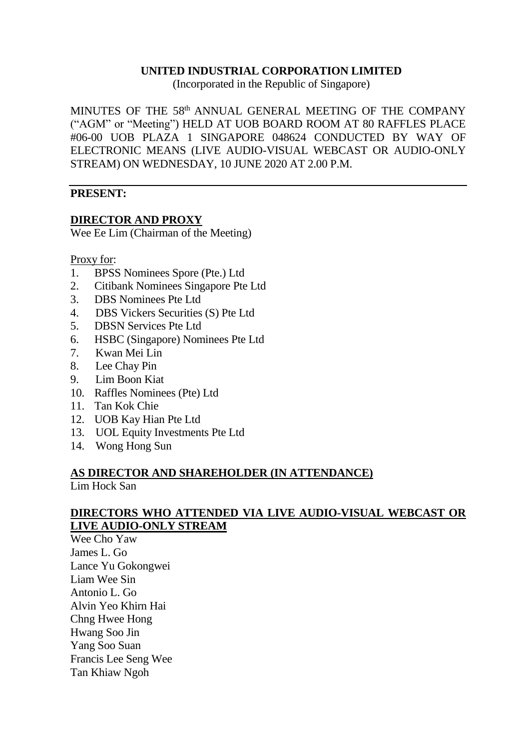**UNITED INDUSTRIAL CORPORATION LIMITED**
(Incorporated in the Republic of Singapore)

MINUTES OF THE 58th ANNUAL GENERAL MEETING OF THE COMPANY ("AGM" or "Meeting") HELD AT UOB BOARD ROOM AT 80 RAFFLES PLACE #06-00 UOB PLAZA 1 SINGAPORE 048624 CONDUCTED BY WAY OF ELECTRONIC MEANS (LIVE AUDIO-VISUAL WEBCAST OR AUDIO-ONLY STREAM) ON WEDNESDAY, 10 JUNE 2020 AT 2.00 P.M.

---

**PRESENT:**

**DIRECTOR AND PROXY**

Wee Ee Lim (Chairman of the Meeting)

Proxy for:

1. BPSS Nominees Spore (Pte.) Ltd
2. Citibank Nominees Singapore Pte Ltd
3. DBS Nominees Pte Ltd
4. DBS Vickers Securities (S) Pte Ltd
5. DBSN Services Pte Ltd
6. HSBC (Singapore) Nominees Pte Ltd
7. Kwan Mei Lin
8. Lee Chay Pin
9. Lim Boon Kiat
10. Raffles Nominees (Pte) Ltd
11. Tan Kok Chie
12. UOB Kay Hian Pte Ltd
13. UOL Equity Investments Pte Ltd
14. Wong Hong Sun

**AS DIRECTOR AND SHAREHOLDER (IN ATTENDANCE)**

Lim Hock San

**DIRECTORS WHO ATTENDED VIA LIVE AUDIO-VISUAL WEBCAST OR LIVE AUDIO-ONLY STREAM**

Wee Cho Yaw
James L. Go
Lance Yu Gokongwei
Liam Wee Sin
Antonio L. Go
Alvin Yeo Khirn Hai
Chng Hwee Hong
Hwang Soo Jin
Yang Soo Suan
Francis Lee Seng Wee
Tan Khiaw Ngoh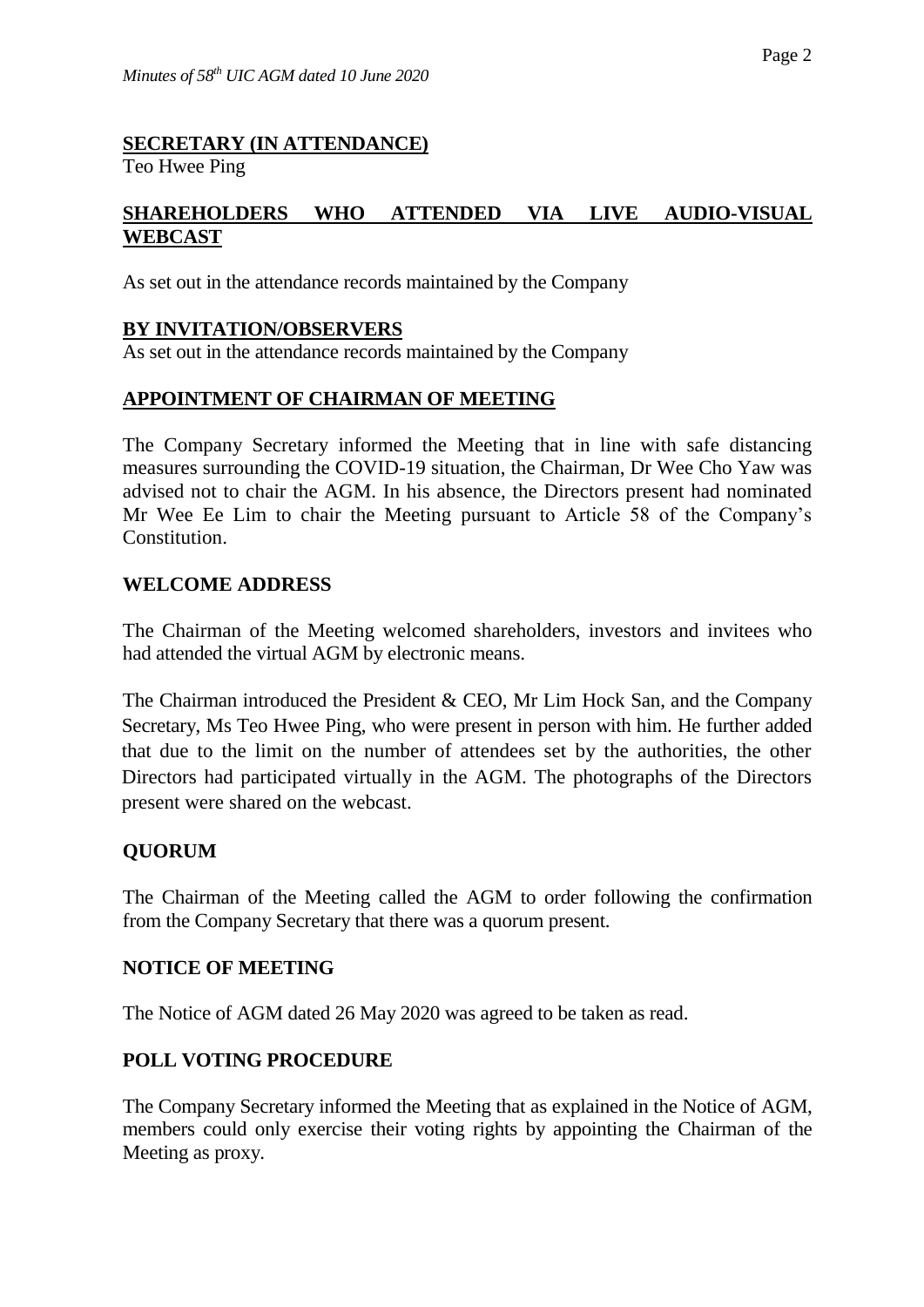**SECRETARY (IN ATTENDANCE)**

Teo Hwee Ping

**SHAREHOLDERS WHO ATTENDED VIA LIVE AUDIO-VISUAL WEBCAST**

As set out in the attendance records maintained by the Company

**BY INVITATION/OBSERVERS**

As set out in the attendance records maintained by the Company

**APPOINTMENT OF CHAIRMAN OF MEETING**

The Company Secretary informed the Meeting that in line with safe distancing measures surrounding the COVID-19 situation, the Chairman, Dr Wee Cho Yaw was advised not to chair the AGM. In his absence, the Directors present had nominated Mr Wee Ee Lim to chair the Meeting pursuant to Article 58 of the Company's Constitution.

**WELCOME ADDRESS**

The Chairman of the Meeting welcomed shareholders, investors and invitees who had attended the virtual AGM by electronic means.

The Chairman introduced the President & CEO, Mr Lim Hock San, and the Company Secretary, Ms Teo Hwee Ping, who were present in person with him. He further added that due to the limit on the number of attendees set by the authorities, the other Directors had participated virtually in the AGM. The photographs of the Directors present were shared on the webcast.

**QUORUM**

The Chairman of the Meeting called the AGM to order following the confirmation from the Company Secretary that there was a quorum present.

**NOTICE OF MEETING**

The Notice of AGM dated 26 May 2020 was agreed to be taken as read.

**POLL VOTING PROCEDURE**

The Company Secretary informed the Meeting that as explained in the Notice of AGM, members could only exercise their voting rights by appointing the Chairman of the Meeting as proxy.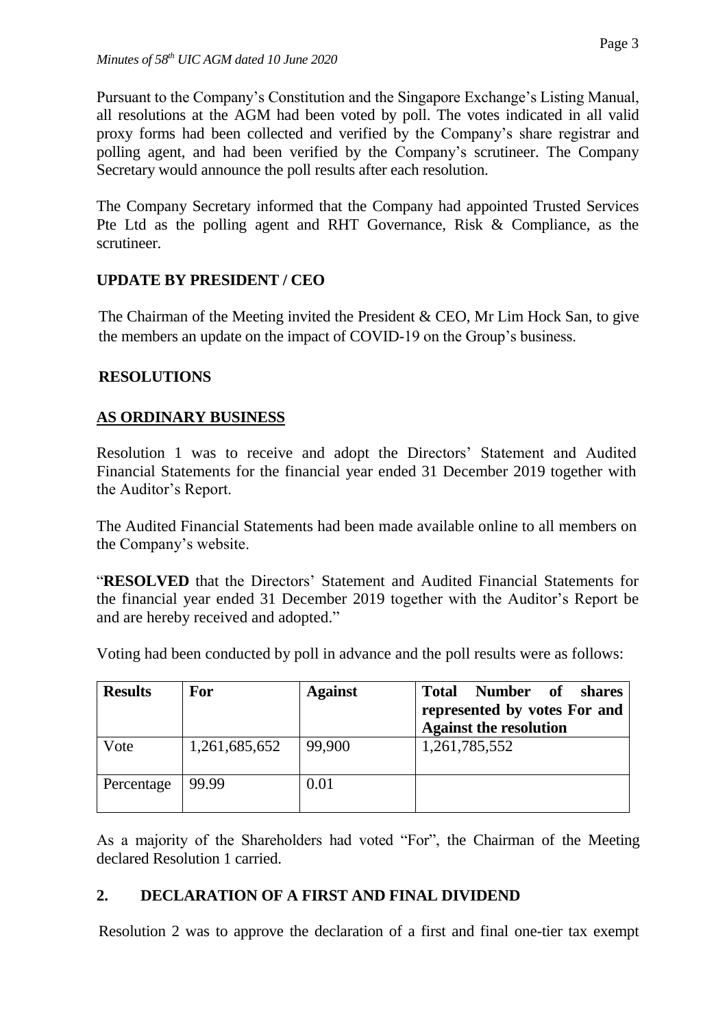Pursuant to the Company's Constitution and the Singapore Exchange's Listing Manual, all resolutions at the AGM had been voted by poll. The votes indicated in all valid proxy forms had been collected and verified by the Company's share registrar and polling agent, and had been verified by the Company's scrutineer. The Company Secretary would announce the poll results after each resolution.

The Company Secretary informed that the Company had appointed Trusted Services Pte Ltd as the polling agent and RHT Governance, Risk & Compliance, as the scrutineer.

## UPDATE BY PRESIDENT / CEO

The Chairman of the Meeting invited the President & CEO, Mr Lim Hock San, to give the members an update on the impact of COVID-19 on the Group's business.

## RESOLUTIONS

## AS ORDINARY BUSINESS

Resolution 1 was to receive and adopt the Directors' Statement and Audited Financial Statements for the financial year ended 31 December 2019 together with the Auditor's Report.

The Audited Financial Statements had been made available online to all members on the Company's website.

"**RESOLVED** that the Directors' Statement and Audited Financial Statements for the financial year ended 31 December 2019 together with the Auditor's Report be and are hereby received and adopted."

Voting had been conducted by poll in advance and the poll results were as follows:

| Results | For | Against | Total Number of shares represented by votes For and Against the resolution |
|---|---|---|---|
| Vote | 1,261,685,652 | 99,900 | 1,261,785,552 |
| Percentage | 99.99 | 0.01 | |

As a majority of the Shareholders had voted "For", the Chairman of the Meeting declared Resolution 1 carried.

## 2. DECLARATION OF A FIRST AND FINAL DIVIDEND

Resolution 2 was to approve the declaration of a first and final one-tier tax exempt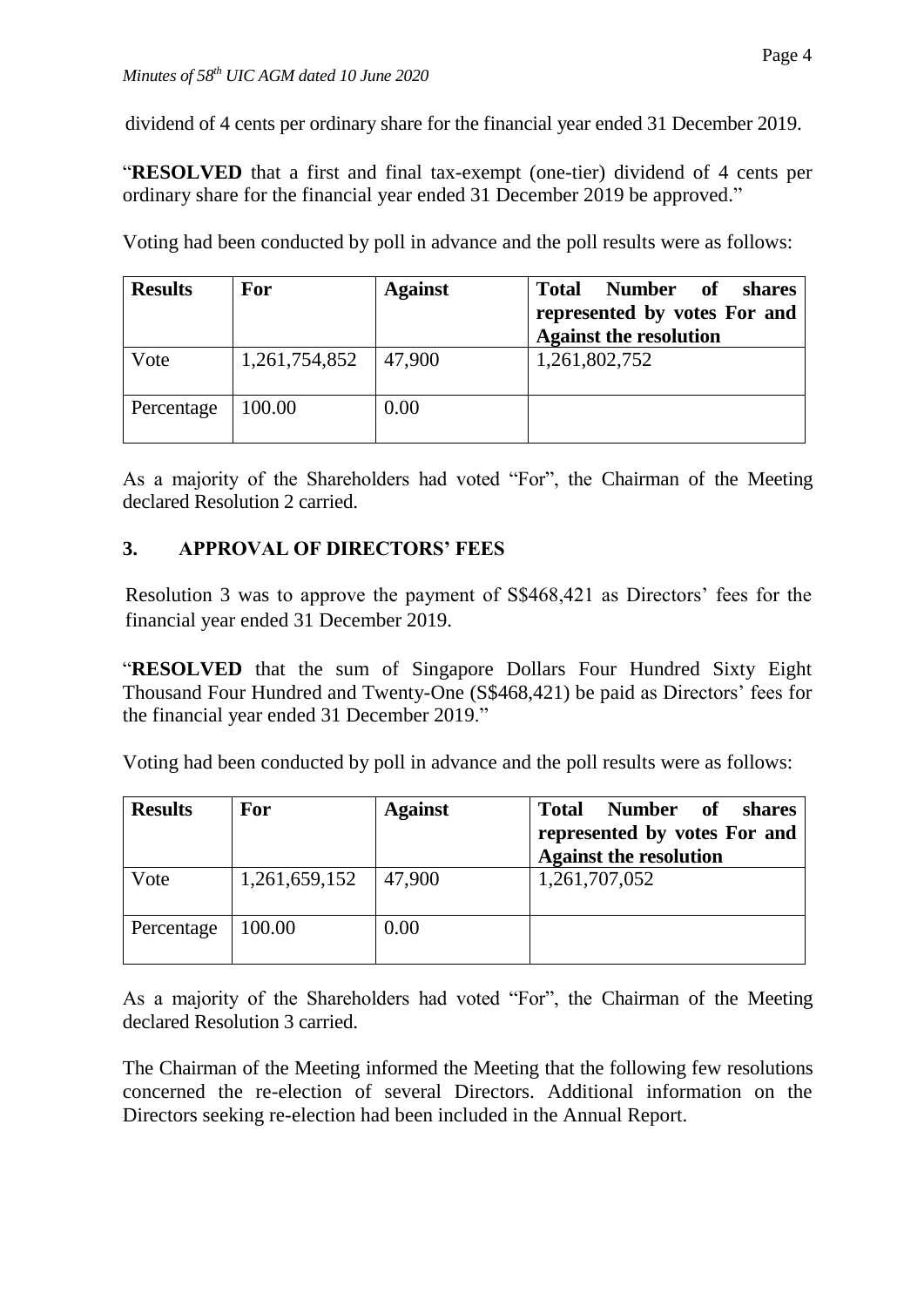dividend of 4 cents per ordinary share for the financial year ended 31 December 2019.

"**RESOLVED** that a first and final tax-exempt (one-tier) dividend of 4 cents per ordinary share for the financial year ended 31 December 2019 be approved."

Voting had been conducted by poll in advance and the poll results were as follows:

| **Results** | **For** | **Against** | **Total Number of shares represented by votes For and Against the resolution** |
|---|---|---|---|
| Vote | 1,261,754,852 | 47,900 | 1,261,802,752 |
| Percentage | 100.00 | 0.00 | |

As a majority of the Shareholders had voted "For", the Chairman of the Meeting declared Resolution 2 carried.

## 3. APPROVAL OF DIRECTORS' FEES

Resolution 3 was to approve the payment of S$468,421 as Directors' fees for the financial year ended 31 December 2019.

"**RESOLVED** that the sum of Singapore Dollars Four Hundred Sixty Eight Thousand Four Hundred and Twenty-One (S$468,421) be paid as Directors' fees for the financial year ended 31 December 2019."

Voting had been conducted by poll in advance and the poll results were as follows:

| **Results** | **For** | **Against** | **Total Number of shares represented by votes For and Against the resolution** |
|---|---|---|---|
| Vote | 1,261,659,152 | 47,900 | 1,261,707,052 |
| Percentage | 100.00 | 0.00 | |

As a majority of the Shareholders had voted "For", the Chairman of the Meeting declared Resolution 3 carried.

The Chairman of the Meeting informed the Meeting that the following few resolutions concerned the re-election of several Directors. Additional information on the Directors seeking re-election had been included in the Annual Report.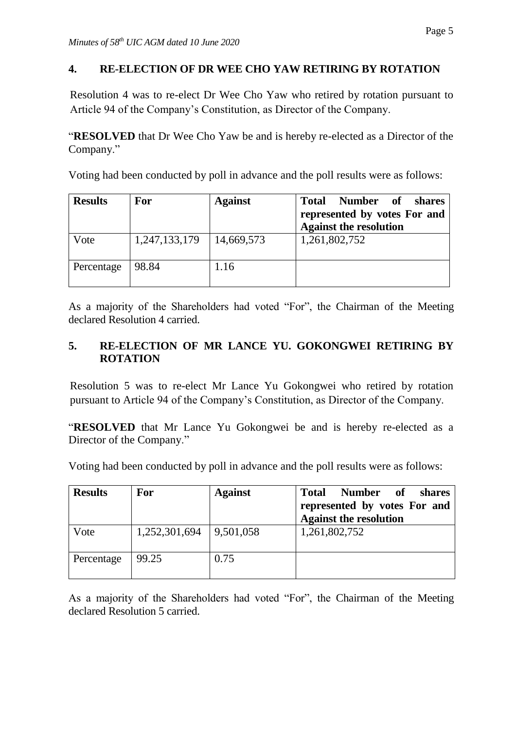## 4. RE-ELECTION OF DR WEE CHO YAW RETIRING BY ROTATION

Resolution 4 was to re-elect Dr Wee Cho Yaw who retired by rotation pursuant to Article 94 of the Company's Constitution, as Director of the Company.

"**RESOLVED** that Dr Wee Cho Yaw be and is hereby re-elected as a Director of the Company."

Voting had been conducted by poll in advance and the poll results were as follows:

| Results | For | Against | Total Number of shares represented by votes For and Against the resolution |
|---|---|---|---|
| Vote | 1,247,133,179 | 14,669,573 | 1,261,802,752 |
| Percentage | 98.84 | 1.16 | |

As a majority of the Shareholders had voted "For", the Chairman of the Meeting declared Resolution 4 carried.

## 5. RE-ELECTION OF MR LANCE YU. GOKONGWEI RETIRING BY ROTATION

Resolution 5 was to re-elect Mr Lance Yu Gokongwei who retired by rotation pursuant to Article 94 of the Company's Constitution, as Director of the Company.

"**RESOLVED** that Mr Lance Yu Gokongwei be and is hereby re-elected as a Director of the Company."

Voting had been conducted by poll in advance and the poll results were as follows:

| Results | For | Against | Total Number of shares represented by votes For and Against the resolution |
|---|---|---|---|
| Vote | 1,252,301,694 | 9,501,058 | 1,261,802,752 |
| Percentage | 99.25 | 0.75 | |

As a majority of the Shareholders had voted "For", the Chairman of the Meeting declared Resolution 5 carried.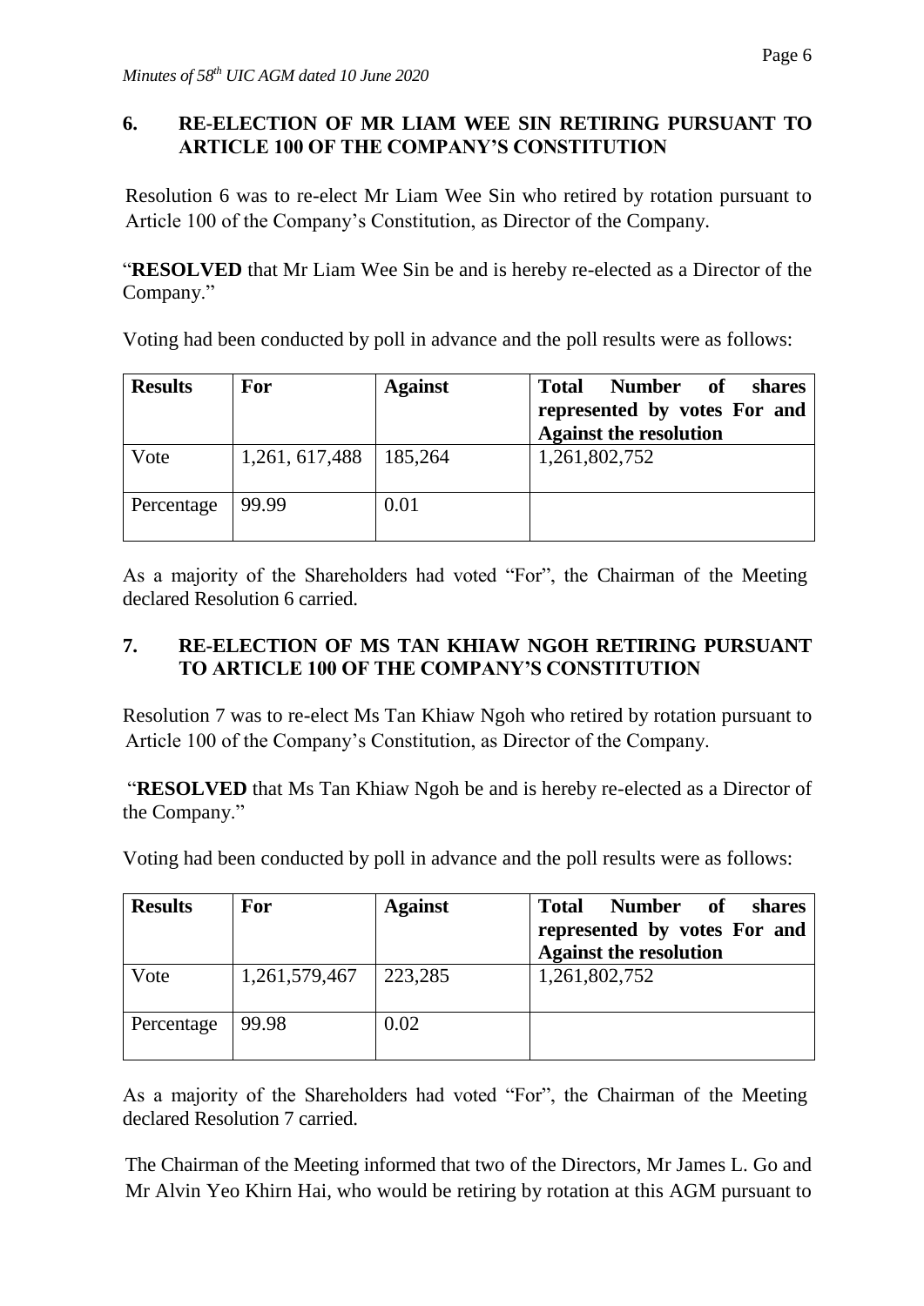## 6. RE-ELECTION OF MR LIAM WEE SIN RETIRING PURSUANT TO ARTICLE 100 OF THE COMPANY'S CONSTITUTION

Resolution 6 was to re-elect Mr Liam Wee Sin who retired by rotation pursuant to Article 100 of the Company's Constitution, as Director of the Company.

"**RESOLVED** that Mr Liam Wee Sin be and is hereby re-elected as a Director of the Company."

Voting had been conducted by poll in advance and the poll results were as follows:

| **Results** | **For** | **Against** | **Total Number of shares represented by votes For and Against the resolution** |
|---|---|---|---|
| Vote | 1,261, 617,488 | 185,264 | 1,261,802,752 |
| Percentage | 99.99 | 0.01 | |

As a majority of the Shareholders had voted "For", the Chairman of the Meeting declared Resolution 6 carried.

## 7. RE-ELECTION OF MS TAN KHIAW NGOH RETIRING PURSUANT TO ARTICLE 100 OF THE COMPANY'S CONSTITUTION

Resolution 7 was to re-elect Ms Tan Khiaw Ngoh who retired by rotation pursuant to Article 100 of the Company's Constitution, as Director of the Company.

"**RESOLVED** that Ms Tan Khiaw Ngoh be and is hereby re-elected as a Director of the Company."

Voting had been conducted by poll in advance and the poll results were as follows:

| **Results** | **For** | **Against** | **Total Number of shares represented by votes For and Against the resolution** |
|---|---|---|---|
| Vote | 1,261,579,467 | 223,285 | 1,261,802,752 |
| Percentage | 99.98 | 0.02 | |

As a majority of the Shareholders had voted "For", the Chairman of the Meeting declared Resolution 7 carried.

The Chairman of the Meeting informed that two of the Directors, Mr James L. Go and Mr Alvin Yeo Khirn Hai, who would be retiring by rotation at this AGM pursuant to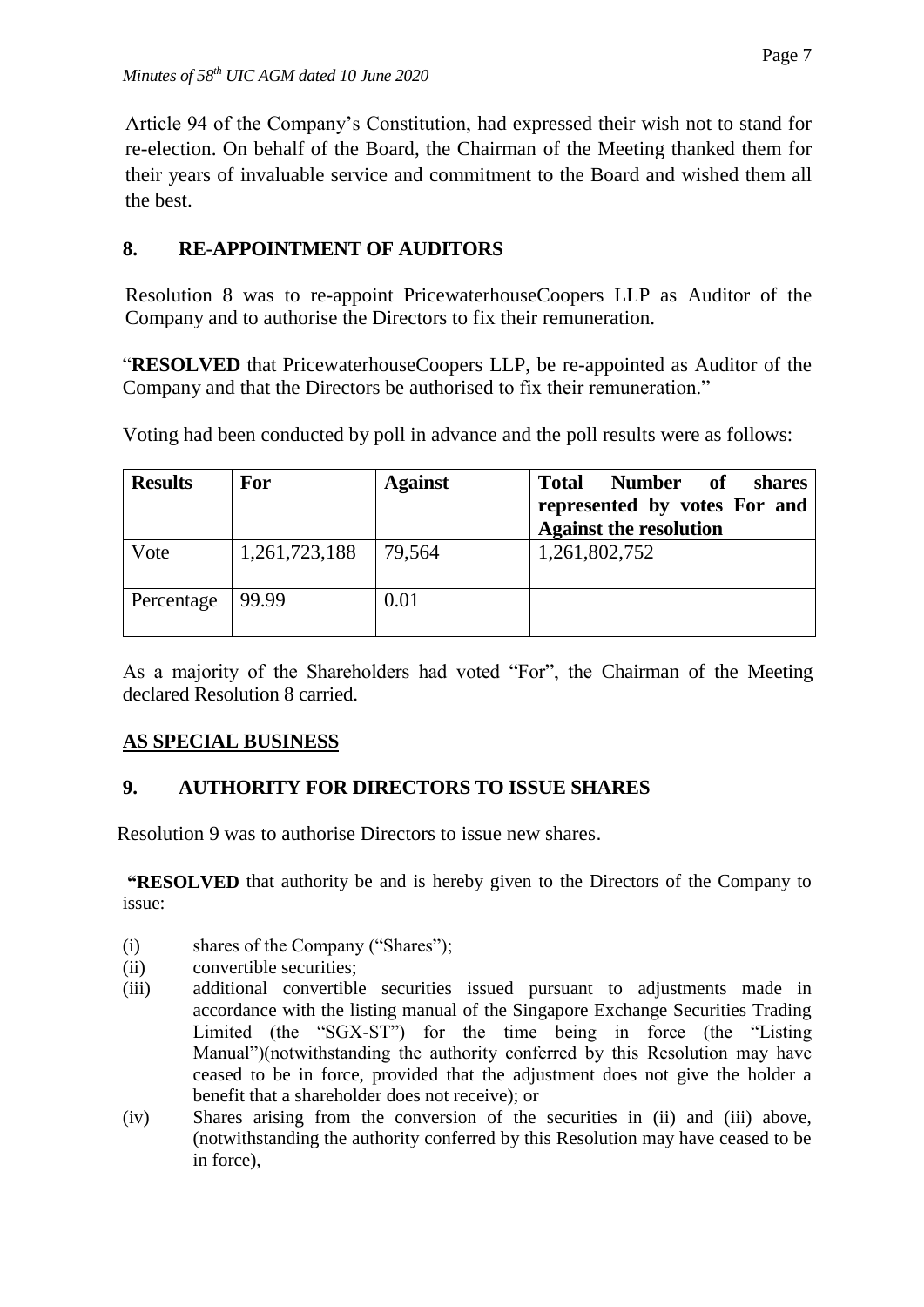Article 94 of the Company's Constitution, had expressed their wish not to stand for re-election. On behalf of the Board, the Chairman of the Meeting thanked them for their years of invaluable service and commitment to the Board and wished them all the best.

## 8. RE-APPOINTMENT OF AUDITORS

Resolution 8 was to re-appoint PricewaterhouseCoopers LLP as Auditor of the Company and to authorise the Directors to fix their remuneration.

"**RESOLVED** that PricewaterhouseCoopers LLP, be re-appointed as Auditor of the Company and that the Directors be authorised to fix their remuneration."

Voting had been conducted by poll in advance and the poll results were as follows:

| **Results** | **For** | **Against** | **Total Number of shares represented by votes For and Against the resolution** |
|---|---|---|---|
| Vote | 1,261,723,188 | 79,564 | 1,261,802,752 |
| Percentage | 99.99 | 0.01 | |

As a majority of the Shareholders had voted "For", the Chairman of the Meeting declared Resolution 8 carried.

## AS SPECIAL BUSINESS

## 9. AUTHORITY FOR DIRECTORS TO ISSUE SHARES

Resolution 9 was to authorise Directors to issue new shares.

"**RESOLVED** that authority be and is hereby given to the Directors of the Company to issue:

(i) shares of the Company ("Shares");

(ii) convertible securities;

(iii) additional convertible securities issued pursuant to adjustments made in accordance with the listing manual of the Singapore Exchange Securities Trading Limited (the "SGX-ST") for the time being in force (the "Listing Manual")(notwithstanding the authority conferred by this Resolution may have ceased to be in force, provided that the adjustment does not give the holder a benefit that a shareholder does not receive); or

(iv) Shares arising from the conversion of the securities in (ii) and (iii) above, (notwithstanding the authority conferred by this Resolution may have ceased to be in force),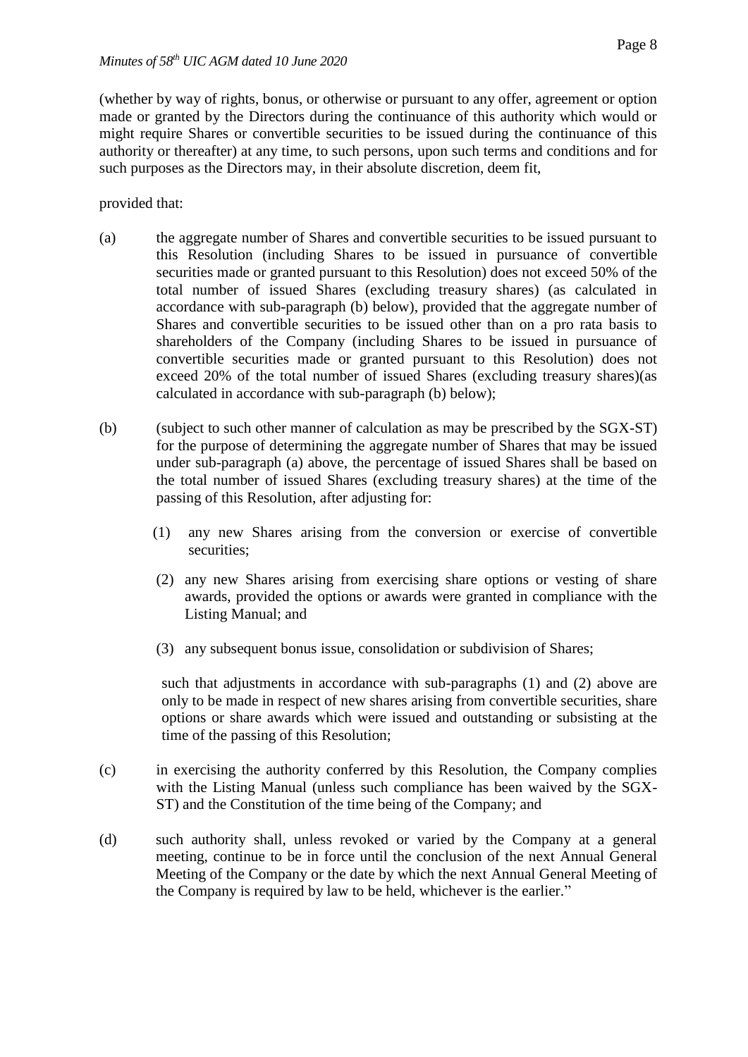(whether by way of rights, bonus, or otherwise or pursuant to any offer, agreement or option made or granted by the Directors during the continuance of this authority which would or might require Shares or convertible securities to be issued during the continuance of this authority or thereafter) at any time, to such persons, upon such terms and conditions and for such purposes as the Directors may, in their absolute discretion, deem fit,

provided that:

(a) the aggregate number of Shares and convertible securities to be issued pursuant to this Resolution (including Shares to be issued in pursuance of convertible securities made or granted pursuant to this Resolution) does not exceed 50% of the total number of issued Shares (excluding treasury shares) (as calculated in accordance with sub-paragraph (b) below), provided that the aggregate number of Shares and convertible securities to be issued other than on a pro rata basis to shareholders of the Company (including Shares to be issued in pursuance of convertible securities made or granted pursuant to this Resolution) does not exceed 20% of the total number of issued Shares (excluding treasury shares)(as calculated in accordance with sub-paragraph (b) below);

(b) (subject to such other manner of calculation as may be prescribed by the SGX-ST) for the purpose of determining the aggregate number of Shares that may be issued under sub-paragraph (a) above, the percentage of issued Shares shall be based on the total number of issued Shares (excluding treasury shares) at the time of the passing of this Resolution, after adjusting for:

   (1) any new Shares arising from the conversion or exercise of convertible securities;

   (2) any new Shares arising from exercising share options or vesting of share awards, provided the options or awards were granted in compliance with the Listing Manual; and

   (3) any subsequent bonus issue, consolidation or subdivision of Shares;

   such that adjustments in accordance with sub-paragraphs (1) and (2) above are only to be made in respect of new shares arising from convertible securities, share options or share awards which were issued and outstanding or subsisting at the time of the passing of this Resolution;

(c) in exercising the authority conferred by this Resolution, the Company complies with the Listing Manual (unless such compliance has been waived by the SGX-ST) and the Constitution of the time being of the Company; and

(d) such authority shall, unless revoked or varied by the Company at a general meeting, continue to be in force until the conclusion of the next Annual General Meeting of the Company or the date by which the next Annual General Meeting of the Company is required by law to be held, whichever is the earlier."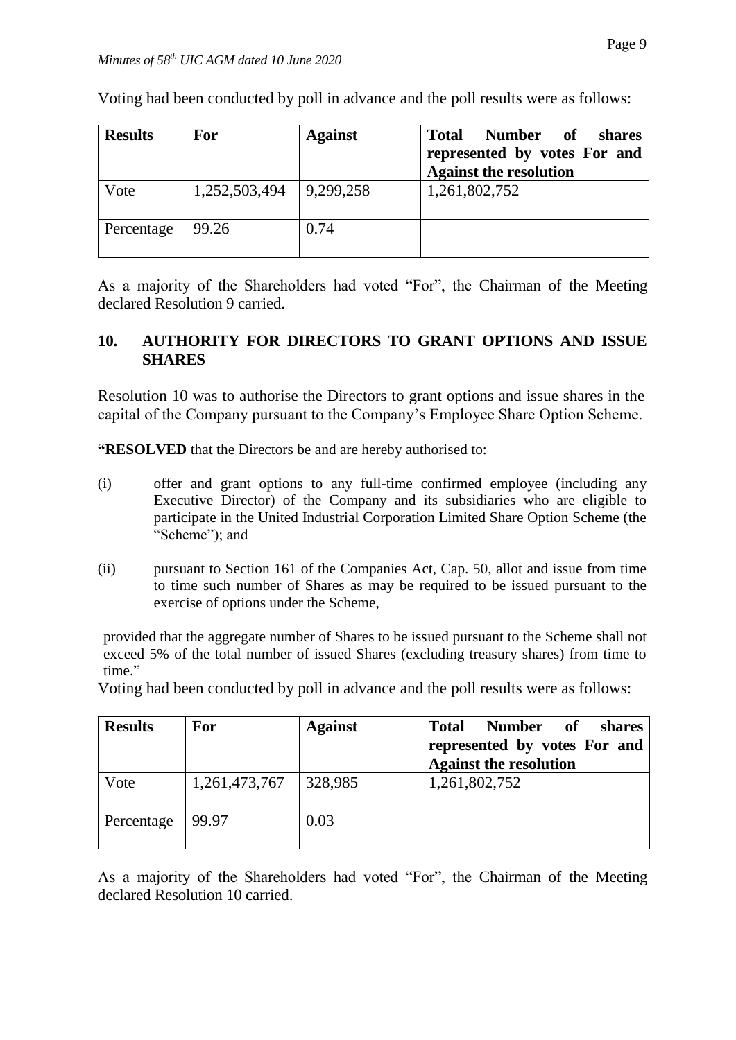Voting had been conducted by poll in advance and the poll results were as follows:

| Results | For | Against | Total Number of shares represented by votes For and Against the resolution |
|---|---|---|---|
| Vote | 1,252,503,494 | 9,299,258 | 1,261,802,752 |
| Percentage | 99.26 | 0.74 | |

As a majority of the Shareholders had voted "For", the Chairman of the Meeting declared Resolution 9 carried.

## 10. AUTHORITY FOR DIRECTORS TO GRANT OPTIONS AND ISSUE SHARES

Resolution 10 was to authorise the Directors to grant options and issue shares in the capital of the Company pursuant to the Company's Employee Share Option Scheme.

**"RESOLVED** that the Directors be and are hereby authorised to:

(i) offer and grant options to any full-time confirmed employee (including any Executive Director) of the Company and its subsidiaries who are eligible to participate in the United Industrial Corporation Limited Share Option Scheme (the "Scheme"); and

(ii) pursuant to Section 161 of the Companies Act, Cap. 50, allot and issue from time to time such number of Shares as may be required to be issued pursuant to the exercise of options under the Scheme,

provided that the aggregate number of Shares to be issued pursuant to the Scheme shall not exceed 5% of the total number of issued Shares (excluding treasury shares) from time to time."

Voting had been conducted by poll in advance and the poll results were as follows:

| Results | For | Against | Total Number of shares represented by votes For and Against the resolution |
|---|---|---|---|
| Vote | 1,261,473,767 | 328,985 | 1,261,802,752 |
| Percentage | 99.97 | 0.03 | |

As a majority of the Shareholders had voted "For", the Chairman of the Meeting declared Resolution 10 carried.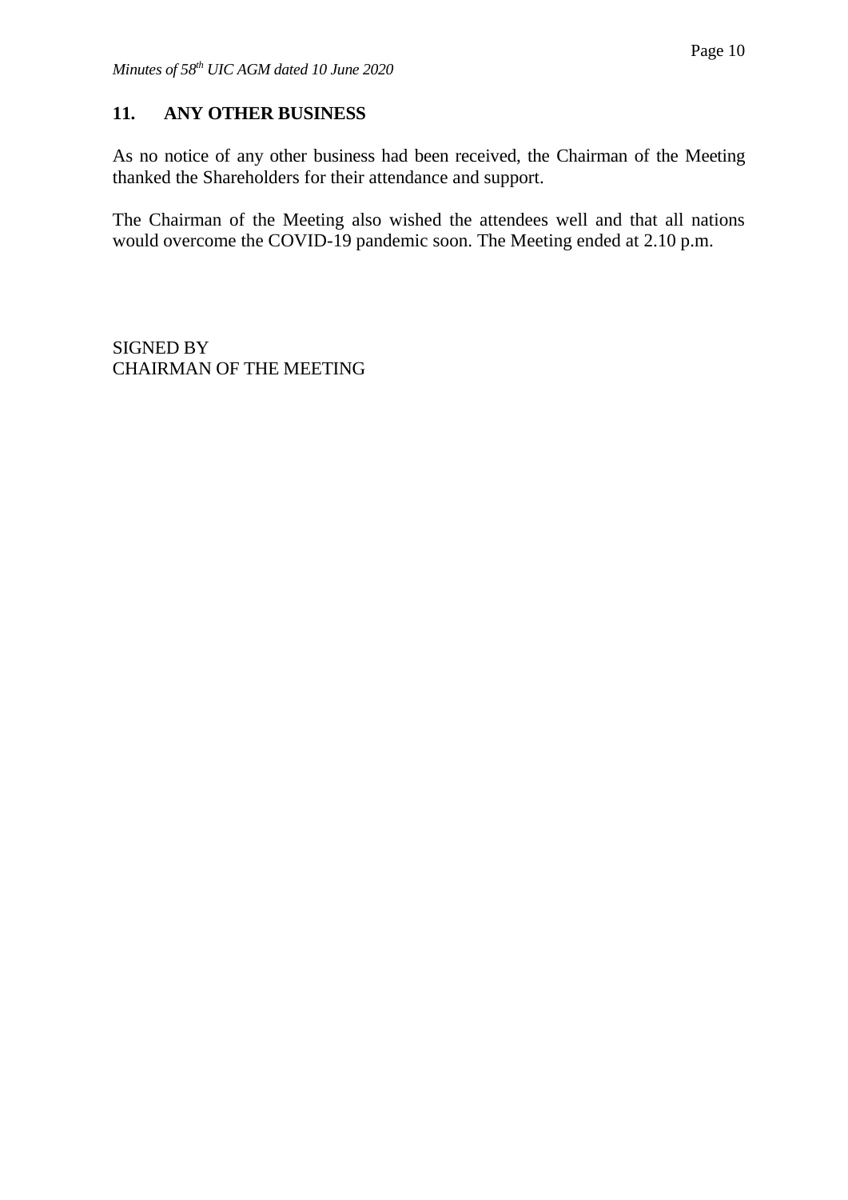## 11. ANY OTHER BUSINESS

As no notice of any other business had been received, the Chairman of the Meeting thanked the Shareholders for their attendance and support.

The Chairman of the Meeting also wished the attendees well and that all nations would overcome the COVID-19 pandemic soon. The Meeting ended at 2.10 p.m.

SIGNED BY
CHAIRMAN OF THE MEETING